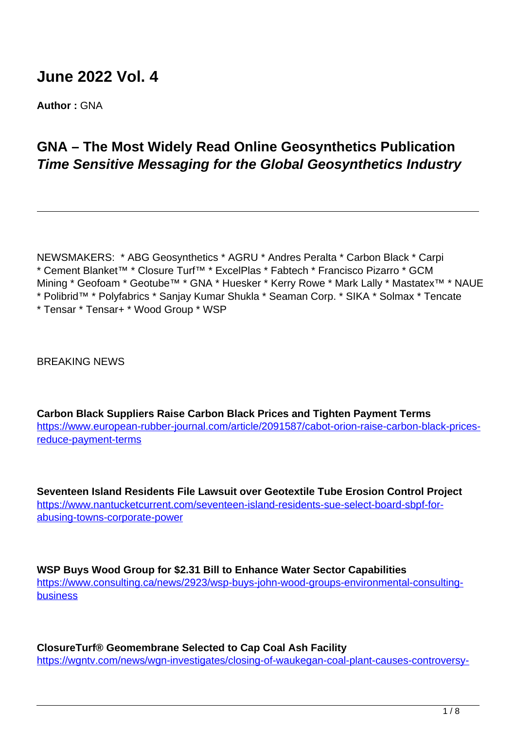# June 2022 Vol. 4

**Author :** GNA

## GNA – The Most Widely Read Online Geosynthetics Publication
### *Time Sensitive Messaging for the Global Geosynthetics Industry*

---

NEWSMAKERS: * ABG Geosynthetics * AGRU * Andres Peralta * Carbon Black * Carpi * Cement Blanket™ * Closure Turf™ * ExcelPlas * Fabtech * Francisco Pizarro * GCM Mining * Geofoam * Geotube™ * GNA * Huesker * Kerry Rowe * Mark Lally * Mastatex™ * NAUE * Polibrid™ * Polyfabrics * Sanjay Kumar Shukla * Seaman Corp. * SIKA * Solmax * Tencate * Tensar * Tensar+ * Wood Group * WSP

BREAKING NEWS

**Carbon Black Suppliers Raise Carbon Black Prices and Tighten Payment Terms**
https://www.european-rubber-journal.com/article/2091587/cabot-orion-raise-carbon-black-prices-reduce-payment-terms

**Seventeen Island Residents File Lawsuit over Geotextile Tube Erosion Control Project**
https://www.nantucketcurrent.com/seventeen-island-residents-sue-select-board-sbpf-for-abusing-towns-corporate-power

**WSP Buys Wood Group for $2.31 Bill to Enhance Water Sector Capabilities**
https://www.consulting.ca/news/2923/wsp-buys-john-wood-groups-environmental-consulting-business

**ClosureTurf® Geomembrane Selected to Cap Coal Ash Facility**
https://wgntv.com/news/wgn-investigates/closing-of-waukegan-coal-plant-causes-controversy-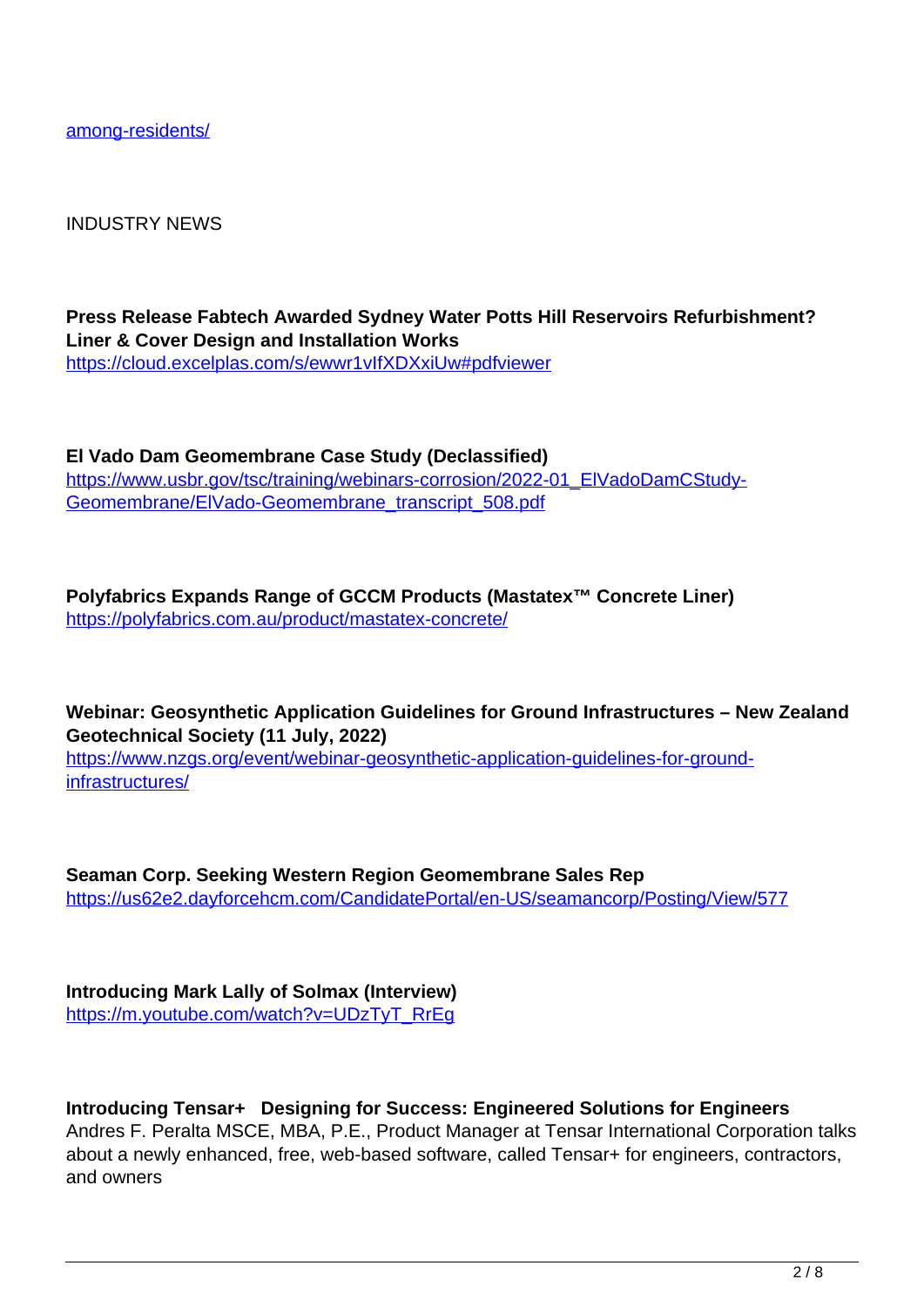among-residents/

INDUSTRY NEWS

**Press Release Fabtech Awarded Sydney Water Potts Hill Reservoirs Refurbishment? Liner & Cover Design and Installation Works**
https://cloud.excelplas.com/s/ewwr1vIfXDXxiUw#pdfviewer

**El Vado Dam Geomembrane Case Study (Declassified)**
https://www.usbr.gov/tsc/training/webinars-corrosion/2022-01_ElVadoDamCStudy-Geomembrane/ElVado-Geomembrane_transcript_508.pdf

**Polyfabrics Expands Range of GCCM Products (Mastatex™ Concrete Liner)**
https://polyfabrics.com.au/product/mastatex-concrete/

**Webinar: Geosynthetic Application Guidelines for Ground Infrastructures – New Zealand Geotechnical Society (11 July, 2022)**
https://www.nzgs.org/event/webinar-geosynthetic-application-guidelines-for-ground-infrastructures/

**Seaman Corp. Seeking Western Region Geomembrane Sales Rep**
https://us62e2.dayforcehcm.com/CandidatePortal/en-US/seamancorp/Posting/View/577

**Introducing Mark Lally of Solmax (Interview)**
https://m.youtube.com/watch?v=UDzTyT_RrEg

**Introducing Tensar+ Designing for Success: Engineered Solutions for Engineers**
Andres F. Peralta MSCE, MBA, P.E., Product Manager at Tensar International Corporation talks about a newly enhanced, free, web-based software, called Tensar+ for engineers, contractors, and owners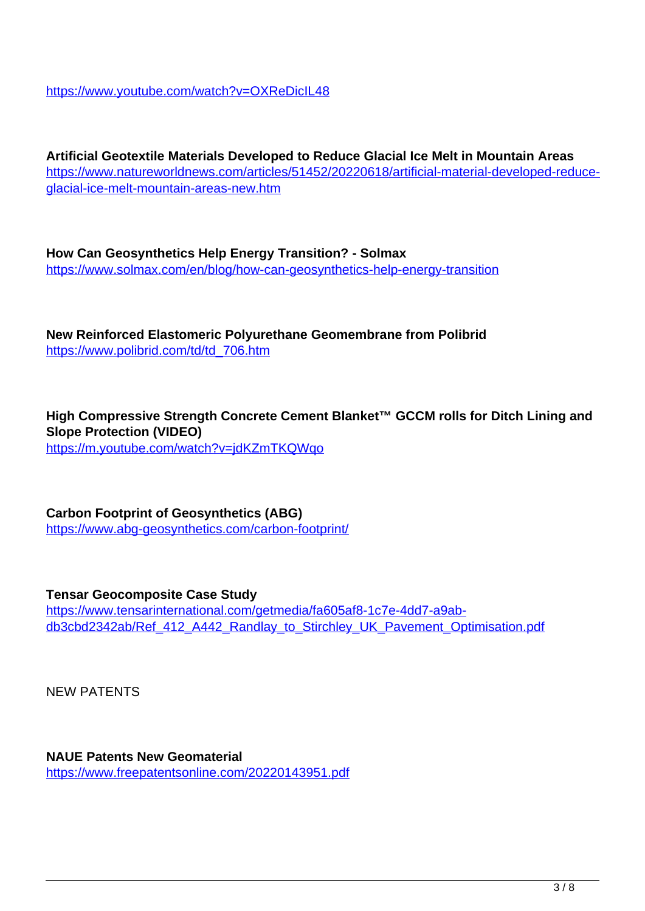https://www.youtube.com/watch?v=OXReDicIL48

**Artificial Geotextile Materials Developed to Reduce Glacial Ice Melt in Mountain Areas**
https://www.natureworldnews.com/articles/51452/20220618/artificial-material-developed-reduce-glacial-ice-melt-mountain-areas-new.htm

**How Can Geosynthetics Help Energy Transition? - Solmax**
https://www.solmax.com/en/blog/how-can-geosynthetics-help-energy-transition

**New Reinforced Elastomeric Polyurethane Geomembrane from Polibrid**
https://www.polibrid.com/td/td_706.htm

**High Compressive Strength Concrete Cement Blanket™ GCCM rolls for Ditch Lining and Slope Protection (VIDEO)**
https://m.youtube.com/watch?v=jdKZmTKQWqo

**Carbon Footprint of Geosynthetics (ABG)**
https://www.abg-geosynthetics.com/carbon-footprint/

**Tensar Geocomposite Case Study**
https://www.tensarinternational.com/getmedia/fa605af8-1c7e-4dd7-a9ab-db3cbd2342ab/Ref_412_A442_Randlay_to_Stirchley_UK_Pavement_Optimisation.pdf

NEW PATENTS

**NAUE Patents New Geomaterial**
https://www.freepatentsonline.com/20220143951.pdf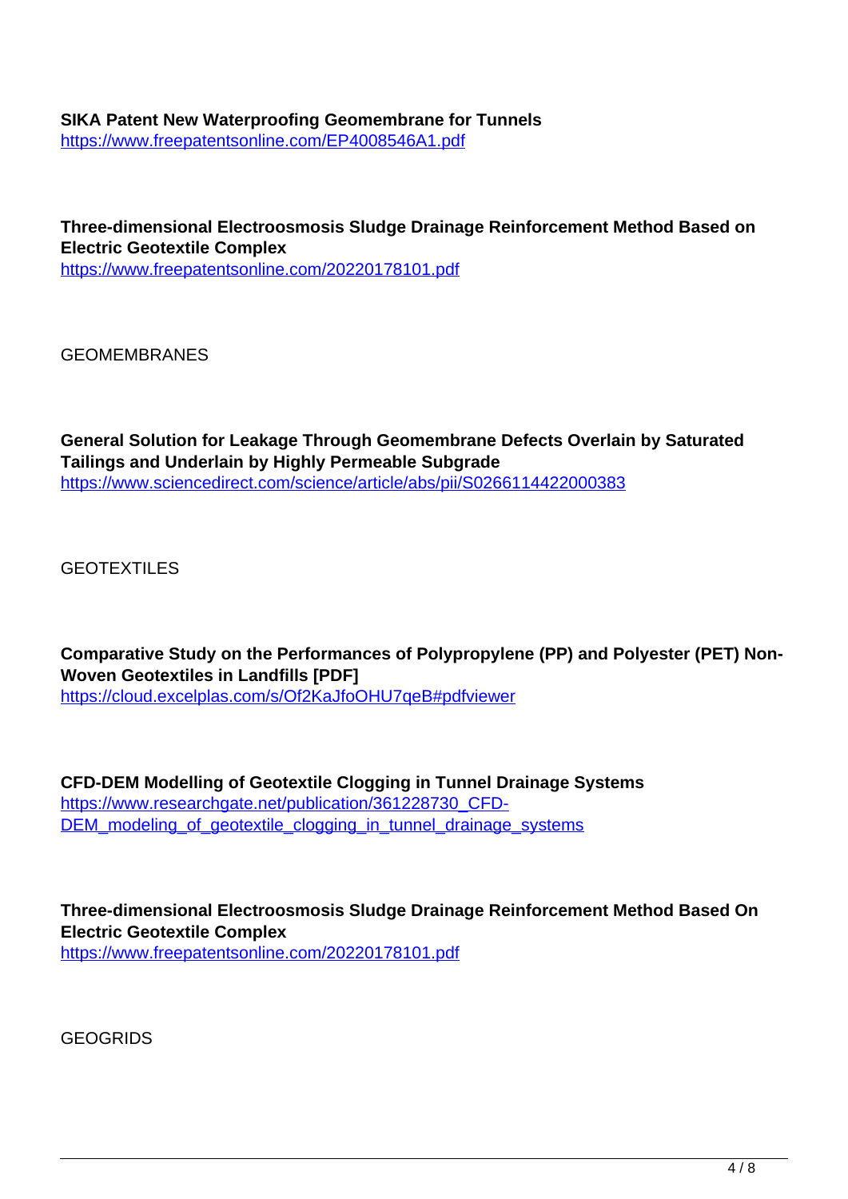**SIKA Patent New Waterproofing Geomembrane for Tunnels**
https://www.freepatentsonline.com/EP4008546A1.pdf

**Three-dimensional Electroosmosis Sludge Drainage Reinforcement Method Based on Electric Geotextile Complex**
https://www.freepatentsonline.com/20220178101.pdf

GEOMEMBRANES

**General Solution for Leakage Through Geomembrane Defects Overlain by Saturated Tailings and Underlain by Highly Permeable Subgrade**
https://www.sciencedirect.com/science/article/abs/pii/S0266114422000383

GEOTEXTILES

**Comparative Study on the Performances of Polypropylene (PP) and Polyester (PET) Non-Woven Geotextiles in Landfills [PDF]**
https://cloud.excelplas.com/s/Of2KaJfoOHU7qeB#pdfviewer

**CFD-DEM Modelling of Geotextile Clogging in Tunnel Drainage Systems**
https://www.researchgate.net/publication/361228730_CFD-DEM_modeling_of_geotextile_clogging_in_tunnel_drainage_systems

**Three-dimensional Electroosmosis Sludge Drainage Reinforcement Method Based On Electric Geotextile Complex**
https://www.freepatentsonline.com/20220178101.pdf

GEOGRIDS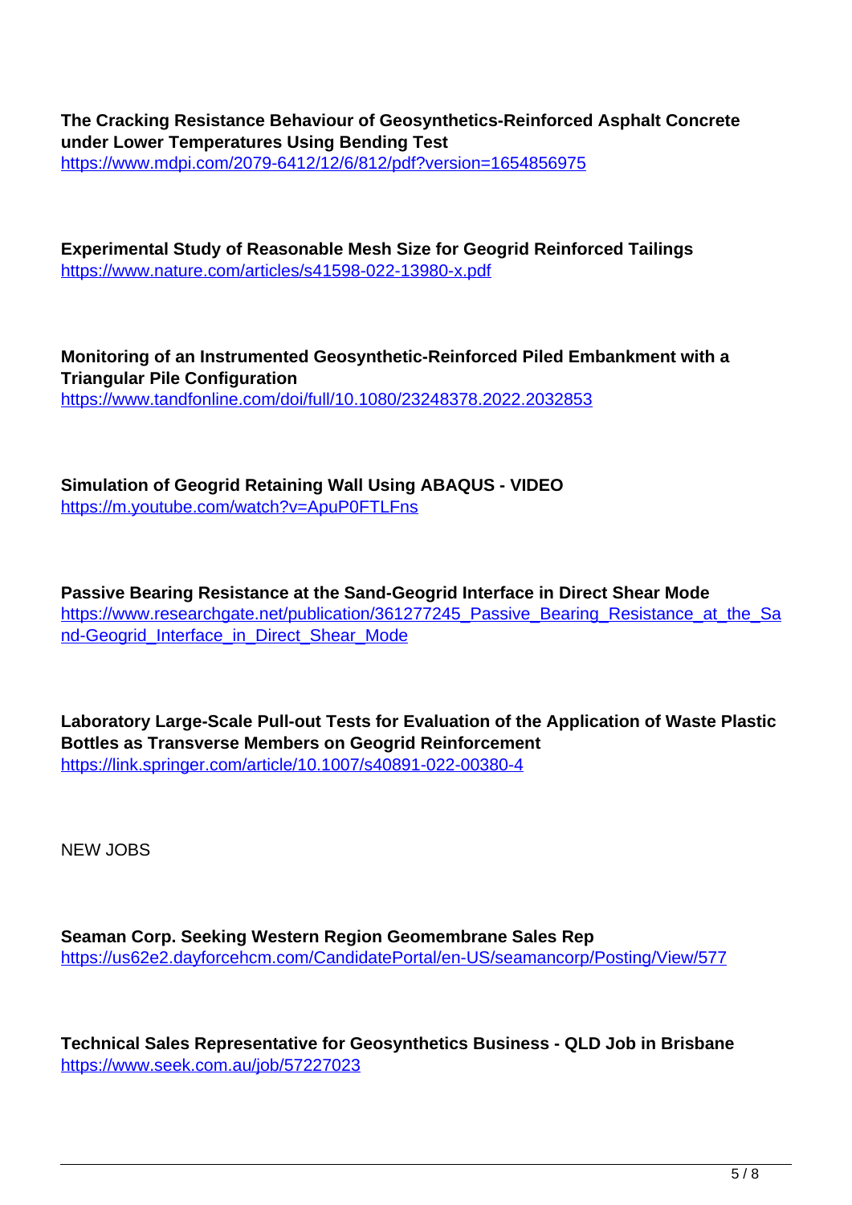**The Cracking Resistance Behaviour of Geosynthetics-Reinforced Asphalt Concrete under Lower Temperatures Using Bending Test**
https://www.mdpi.com/2079-6412/12/6/812/pdf?version=1654856975

**Experimental Study of Reasonable Mesh Size for Geogrid Reinforced Tailings**
https://www.nature.com/articles/s41598-022-13980-x.pdf

**Monitoring of an Instrumented Geosynthetic-Reinforced Piled Embankment with a Triangular Pile Configuration**
https://www.tandfonline.com/doi/full/10.1080/23248378.2022.2032853

**Simulation of Geogrid Retaining Wall Using ABAQUS - VIDEO**
https://m.youtube.com/watch?v=ApuP0FTLFns

**Passive Bearing Resistance at the Sand-Geogrid Interface in Direct Shear Mode**
https://www.researchgate.net/publication/361277245_Passive_Bearing_Resistance_at_the_Sand-Geogrid_Interface_in_Direct_Shear_Mode

**Laboratory Large-Scale Pull-out Tests for Evaluation of the Application of Waste Plastic Bottles as Transverse Members on Geogrid Reinforcement**
https://link.springer.com/article/10.1007/s40891-022-00380-4

NEW JOBS

**Seaman Corp. Seeking Western Region Geomembrane Sales Rep**
https://us62e2.dayforcehcm.com/CandidatePortal/en-US/seamancorp/Posting/View/577

**Technical Sales Representative for Geosynthetics Business - QLD Job in Brisbane**
https://www.seek.com.au/job/57227023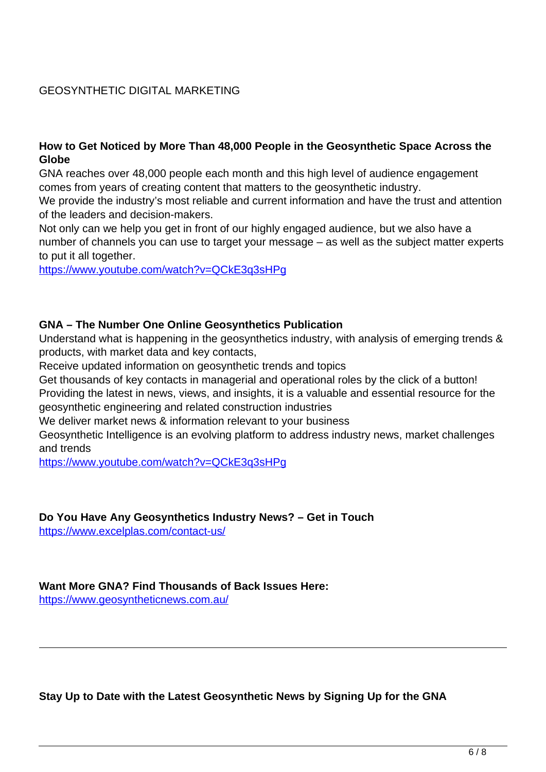GEOSYNTHETIC DIGITAL MARKETING

**How to Get Noticed by More Than 48,000 People in the Geosynthetic Space Across the Globe**

GNA reaches over 48,000 people each month and this high level of audience engagement comes from years of creating content that matters to the geosynthetic industry.

We provide the industry's most reliable and current information and have the trust and attention of the leaders and decision-makers.

Not only can we help you get in front of our highly engaged audience, but we also have a number of channels you can use to target your message – as well as the subject matter experts to put it all together.

https://www.youtube.com/watch?v=QCkE3q3sHPg

**GNA – The Number One Online Geosynthetics Publication**

Understand what is happening in the geosynthetics industry, with analysis of emerging trends & products, with market data and key contacts,

Receive updated information on geosynthetic trends and topics

Get thousands of key contacts in managerial and operational roles by the click of a button!

Providing the latest in news, views, and insights, it is a valuable and essential resource for the geosynthetic engineering and related construction industries

We deliver market news & information relevant to your business

Geosynthetic Intelligence is an evolving platform to address industry news, market challenges and trends

https://www.youtube.com/watch?v=QCkE3q3sHPg

**Do You Have Any Geosynthetics Industry News? – Get in Touch**

https://www.excelplas.com/contact-us/

**Want More GNA? Find Thousands of Back Issues Here:**

https://www.geosyntheticnews.com.au/

---

**Stay Up to Date with the Latest Geosynthetic News by Signing Up for the GNA**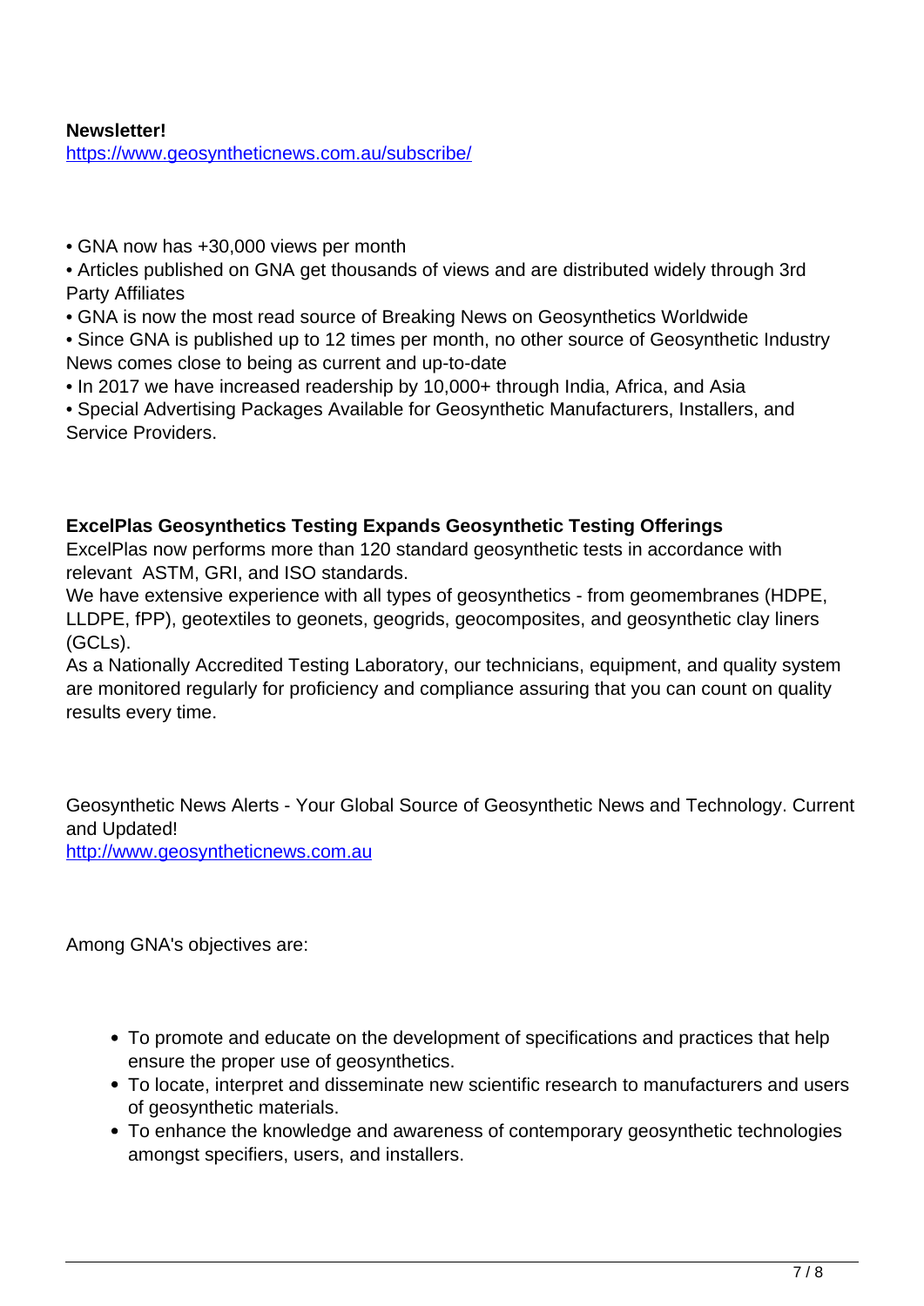**Newsletter!**
https://www.geosyntheticnews.com.au/subscribe/

• GNA now has +30,000 views per month
• Articles published on GNA get thousands of views and are distributed widely through 3rd Party Affiliates
• GNA is now the most read source of Breaking News on Geosynthetics Worldwide
• Since GNA is published up to 12 times per month, no other source of Geosynthetic Industry News comes close to being as current and up-to-date
• In 2017 we have increased readership by 10,000+ through India, Africa, and Asia
• Special Advertising Packages Available for Geosynthetic Manufacturers, Installers, and Service Providers.

**ExcelPlas Geosynthetics Testing Expands Geosynthetic Testing Offerings**
ExcelPlas now performs more than 120 standard geosynthetic tests in accordance with relevant ASTM, GRI, and ISO standards.
We have extensive experience with all types of geosynthetics - from geomembranes (HDPE, LLDPE, fPP), geotextiles to geonets, geogrids, geocomposites, and geosynthetic clay liners (GCLs).
As a Nationally Accredited Testing Laboratory, our technicians, equipment, and quality system are monitored regularly for proficiency and compliance assuring that you can count on quality results every time.

Geosynthetic News Alerts - Your Global Source of Geosynthetic News and Technology. Current and Updated!
http://www.geosyntheticnews.com.au

Among GNA's objectives are:

- To promote and educate on the development of specifications and practices that help ensure the proper use of geosynthetics.
- To locate, interpret and disseminate new scientific research to manufacturers and users of geosynthetic materials.
- To enhance the knowledge and awareness of contemporary geosynthetic technologies amongst specifiers, users, and installers.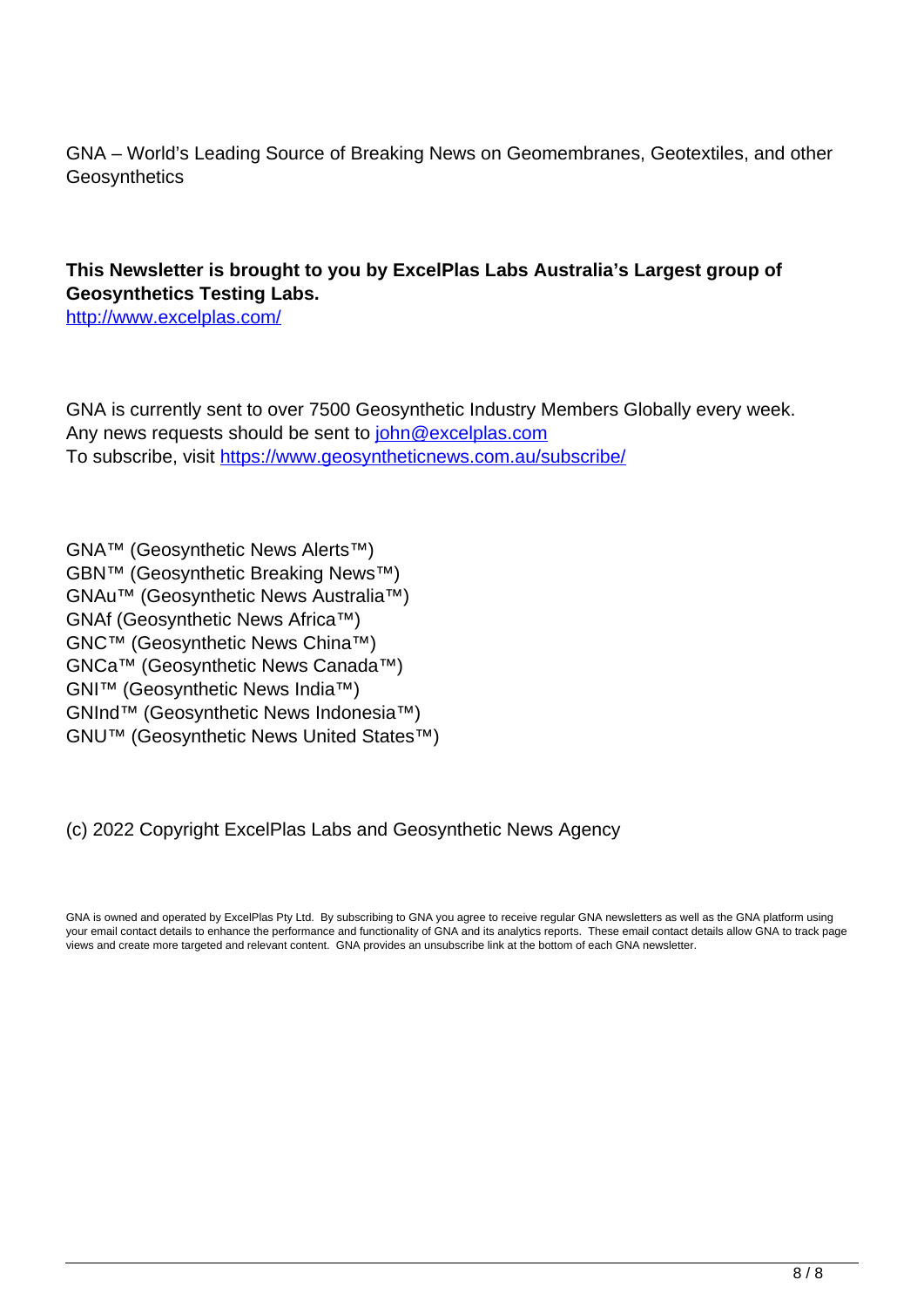GNA – World's Leading Source of Breaking News on Geomembranes, Geotextiles, and other Geosynthetics

**This Newsletter is brought to you by ExcelPlas Labs Australia's Largest group of Geosynthetics Testing Labs.**
[http://www.excelplas.com/](http://www.excelplas.com/)

GNA is currently sent to over 7500 Geosynthetic Industry Members Globally every week.
Any news requests should be sent to [john@excelplas.com](mailto:john@excelplas.com)
To subscribe, visit [https://www.geosyntheticnews.com.au/subscribe/](https://www.geosyntheticnews.com.au/subscribe/)

GNA™ (Geosynthetic News Alerts™)
GBN™ (Geosynthetic Breaking News™)
GNAu™ (Geosynthetic News Australia™)
GNAf (Geosynthetic News Africa™)
GNC™ (Geosynthetic News China™)
GNCa™ (Geosynthetic News Canada™)
GNI™ (Geosynthetic News India™)
GNInd™ (Geosynthetic News Indonesia™)
GNU™ (Geosynthetic News United States™)

(c) 2022 Copyright ExcelPlas Labs and Geosynthetic News Agency

GNA is owned and operated by ExcelPlas Pty Ltd. By subscribing to GNA you agree to receive regular GNA newsletters as well as the GNA platform using your email contact details to enhance the performance and functionality of GNA and its analytics reports. These email contact details allow GNA to track page views and create more targeted and relevant content. GNA provides an unsubscribe link at the bottom of each GNA newsletter.